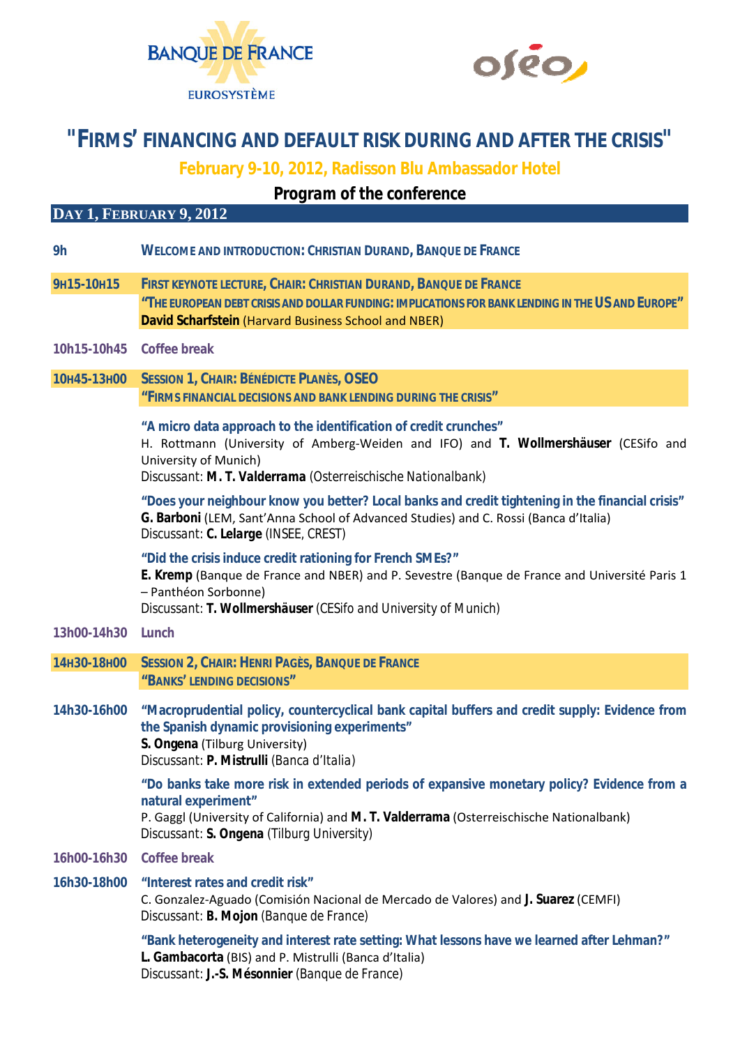BANQUE DE FRANCE
EUROSYSTÈME

oséo

# "FIRMS' FINANCING AND DEFAULT RISK DURING AND AFTER THE CRISIS"

## February 9-10, 2012, Radisson Blu Ambassador Hotel

## Program of the conference

### DAY 1, FEBRUARY 9, 2012

**9h** **WELCOME AND INTRODUCTION: CHRISTIAN DURAND, BANQUE DE FRANCE**

**9H15-10H15** **FIRST KEYNOTE LECTURE, CHAIR: CHRISTIAN DURAND, BANQUE DE FRANCE**
**"THE EUROPEAN DEBT CRISIS AND DOLLAR FUNDING: IMPLICATIONS FOR BANK LENDING IN THE US AND EUROPE"**
**David Scharfstein** (Harvard Business School and NBER)

**10h15-10h45** **Coffee break**

**10H45-13H00** **SESSION 1, CHAIR: BÉNÉDICTE PLANÈS, OSEO**
**"FIRMS FINANCIAL DECISIONS AND BANK LENDING DURING THE CRISIS"**

**"A micro data approach to the identification of credit crunches"**
H. Rottmann (University of Amberg-Weiden and IFO) and **T. Wollmershäuser** (CESifo and University of Munich)
Discussant: **M. T. Valderrama** (Osterreischische Nationalbank)

**"Does your neighbour know you better? Local banks and credit tightening in the financial crisis"**
**G. Barboni** (LEM, Sant'Anna School of Advanced Studies) and C. Rossi (Banca d'Italia)
Discussant: **C. Lelarge** (INSEE, CREST)

**"Did the crisis induce credit rationing for French SMEs?"**
**E. Kremp** (Banque de France and NBER) and P. Sevestre (Banque de France and Université Paris 1 – Panthéon Sorbonne)
Discussant: **T. Wollmershäuser** (CESifo and University of Munich)

**13h00-14h30** **Lunch**

**14H30-18H00** **SESSION 2, CHAIR: HENRI PAGÈS, BANQUE DE FRANCE**
**"BANKS' LENDING DECISIONS"**

**14h30-16h00** **"Macroprudential policy, countercyclical bank capital buffers and credit supply: Evidence from the Spanish dynamic provisioning experiments"**
**S. Ongena** (Tilburg University)
Discussant: **P. Mistrulli** (Banca d'Italia)

**"Do banks take more risk in extended periods of expansive monetary policy? Evidence from a natural experiment"**
P. Gaggl (University of California) and **M. T. Valderrama** (Osterreischische Nationalbank)
Discussant: **S. Ongena** (Tilburg University)

**16h00-16h30** **Coffee break**

**16h30-18h00** **"Interest rates and credit risk"**
C. Gonzalez-Aguado (Comisión Nacional de Mercado de Valores) and **J. Suarez** (CEMFI)
Discussant: **B. Mojon** (Banque de France)

**"Bank heterogeneity and interest rate setting: What lessons have we learned after Lehman?"**
**L. Gambacorta** (BIS) and P. Mistrulli (Banca d'Italia)
Discussant: **J.-S. Mésonnier** (Banque de France)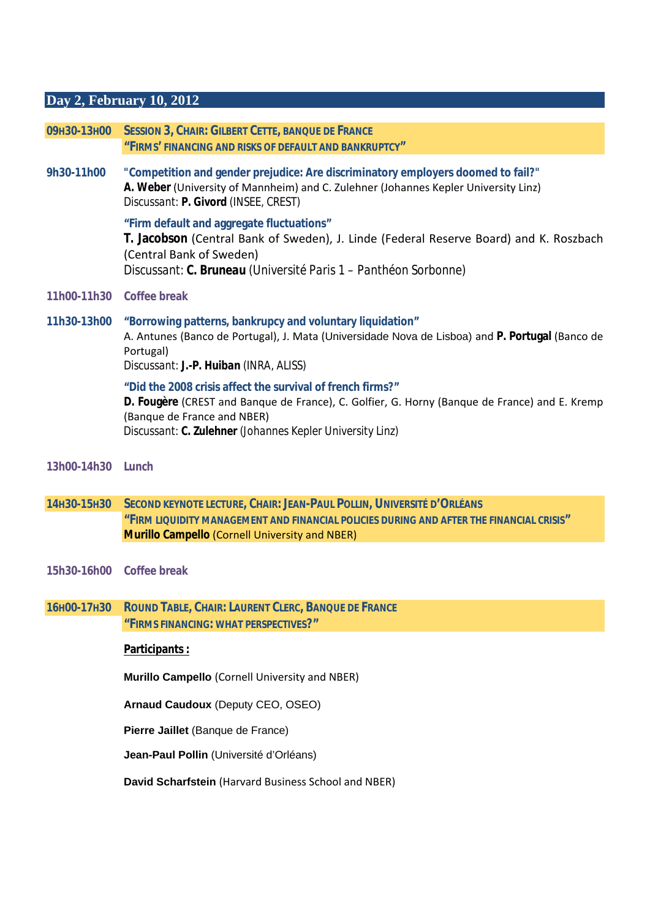## Day 2, February 10, 2012

**09H30-13H00** **SESSION 3, CHAIR: GILBERT CETTE, BANQUE DE FRANCE**
**"FIRMS' FINANCING AND RISKS OF DEFAULT AND BANKRUPTCY"**

**9h30-11h00** **"Competition and gender prejudice: Are discriminatory employers doomed to fail?"**
**A. Weber** (University of Mannheim) and C. Zulehner (Johannes Kepler University Linz)
Discussant: **P. Givord** (INSEE, CREST)

**"Firm default and aggregate fluctuations"**
**T. Jacobson** (Central Bank of Sweden), J. Linde (Federal Reserve Board) and K. Roszbach (Central Bank of Sweden)
Discussant: **C. Bruneau** (Université Paris 1 – Panthéon Sorbonne)

**11h00-11h30** **Coffee break**

**11h30-13h00** **"Borrowing patterns, bankrupcy and voluntary liquidation"**
A. Antunes (Banco de Portugal), J. Mata (Universidade Nova de Lisboa) and **P. Portugal** (Banco de Portugal)
Discussant: **J.-P. Huiban** (INRA, ALISS)

**"Did the 2008 crisis affect the survival of french firms?"**
**D. Fougère** (CREST and Banque de France), C. Golfier, G. Horny (Banque de France) and E. Kremp (Banque de France and NBER)
Discussant: **C. Zulehner** (Johannes Kepler University Linz)

**13h00-14h30** **Lunch**

**14H30-15H30** **SECOND KEYNOTE LECTURE, CHAIR: JEAN-PAUL POLLIN, UNIVERSITÉ D'ORLÉANS**
**"FIRM LIQUIDITY MANAGEMENT AND FINANCIAL POLICIES DURING AND AFTER THE FINANCIAL CRISIS"**
**Murillo Campello** (Cornell University and NBER)

**15h30-16h00** **Coffee break**

**16H00-17H30** **ROUND TABLE, CHAIR: LAURENT CLERC, BANQUE DE FRANCE**
**"FIRMS FINANCING: WHAT PERSPECTIVES?"**

**Participants :**

**Murillo Campello** (Cornell University and NBER)

**Arnaud Caudoux** (Deputy CEO, OSEO)

**Pierre Jaillet** (Banque de France)

**Jean-Paul Pollin** (Université d'Orléans)

**David Scharfstein** (Harvard Business School and NBER)